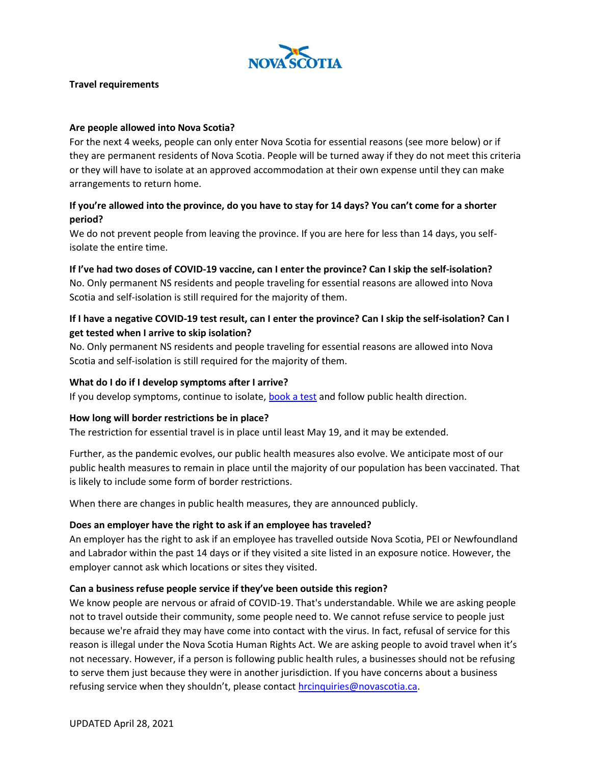NOVA SCOTIA

**Travel requirements**

**Are people allowed into Nova Scotia?**

For the next 4 weeks, people can only enter Nova Scotia for essential reasons (see more below) or if they are permanent residents of Nova Scotia. People will be turned away if they do not meet this criteria or they will have to isolate at an approved accommodation at their own expense until they can make arrangements to return home.

**If you're allowed into the province, do you have to stay for 14 days? You can't come for a shorter period?**

We do not prevent people from leaving the province. If you are here for less than 14 days, you self-isolate the entire time.

**If I've had two doses of COVID-19 vaccine, can I enter the province? Can I skip the self-isolation?**

No. Only permanent NS residents and people traveling for essential reasons are allowed into Nova Scotia and self-isolation is still required for the majority of them.

**If I have a negative COVID-19 test result, can I enter the province? Can I skip the self-isolation? Can I get tested when I arrive to skip isolation?**

No. Only permanent NS residents and people traveling for essential reasons are allowed into Nova Scotia and self-isolation is still required for the majority of them.

**What do I do if I develop symptoms after I arrive?**

If you develop symptoms, continue to isolate, book a test and follow public health direction.

**How long will border restrictions be in place?**

The restriction for essential travel is in place until least May 19, and it may be extended.

Further, as the pandemic evolves, our public health measures also evolve. We anticipate most of our public health measures to remain in place until the majority of our population has been vaccinated. That is likely to include some form of border restrictions.

When there are changes in public health measures, they are announced publicly.

**Does an employer have the right to ask if an employee has traveled?**

An employer has the right to ask if an employee has travelled outside Nova Scotia, PEI or Newfoundland and Labrador within the past 14 days or if they visited a site listed in an exposure notice. However, the employer cannot ask which locations or sites they visited.

**Can a business refuse people service if they've been outside this region?**

We know people are nervous or afraid of COVID-19. That's understandable. While we are asking people not to travel outside their community, some people need to. We cannot refuse service to people just because we're afraid they may have come into contact with the virus. In fact, refusal of service for this reason is illegal under the Nova Scotia Human Rights Act. We are asking people to avoid travel when it's not necessary. However, if a person is following public health rules, a businesses should not be refusing to serve them just because they were in another jurisdiction. If you have concerns about a business refusing service when they shouldn't, please contact hrcinquiries@novascotia.ca.

UPDATED April 28, 2021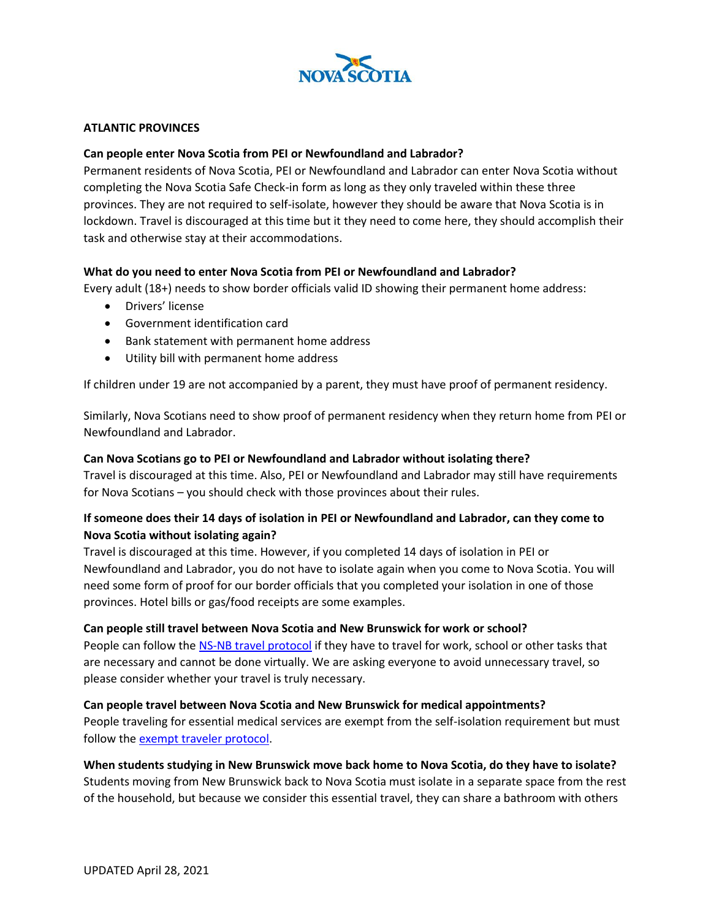**ATLANTIC PROVINCES**

**Can people enter Nova Scotia from PEI or Newfoundland and Labrador?**

Permanent residents of Nova Scotia, PEI or Newfoundland and Labrador can enter Nova Scotia without completing the Nova Scotia Safe Check-in form as long as they only traveled within these three provinces. They are not required to self-isolate, however they should be aware that Nova Scotia is in lockdown. Travel is discouraged at this time but it they need to come here, they should accomplish their task and otherwise stay at their accommodations.

**What do you need to enter Nova Scotia from PEI or Newfoundland and Labrador?**

Every adult (18+) needs to show border officials valid ID showing their permanent home address:

- Drivers' license
- Government identification card
- Bank statement with permanent home address
- Utility bill with permanent home address

If children under 19 are not accompanied by a parent, they must have proof of permanent residency.

Similarly, Nova Scotians need to show proof of permanent residency when they return home from PEI or Newfoundland and Labrador.

**Can Nova Scotians go to PEI or Newfoundland and Labrador without isolating there?**

Travel is discouraged at this time. Also, PEI or Newfoundland and Labrador may still have requirements for Nova Scotians – you should check with those provinces about their rules.

**If someone does their 14 days of isolation in PEI or Newfoundland and Labrador, can they come to Nova Scotia without isolating again?**

Travel is discouraged at this time. However, if you completed 14 days of isolation in PEI or Newfoundland and Labrador, you do not have to isolate again when you come to Nova Scotia. You will need some form of proof for our border officials that you completed your isolation in one of those provinces. Hotel bills or gas/food receipts are some examples.

**Can people still travel between Nova Scotia and New Brunswick for work or school?**

People can follow the NS-NB travel protocol if they have to travel for work, school or other tasks that are necessary and cannot be done virtually. We are asking everyone to avoid unnecessary travel, so please consider whether your travel is truly necessary.

**Can people travel between Nova Scotia and New Brunswick for medical appointments?**

People traveling for essential medical services are exempt from the self-isolation requirement but must follow the exempt traveler protocol.

**When students studying in New Brunswick move back home to Nova Scotia, do they have to isolate?**

Students moving from New Brunswick back to Nova Scotia must isolate in a separate space from the rest of the household, but because we consider this essential travel, they can share a bathroom with others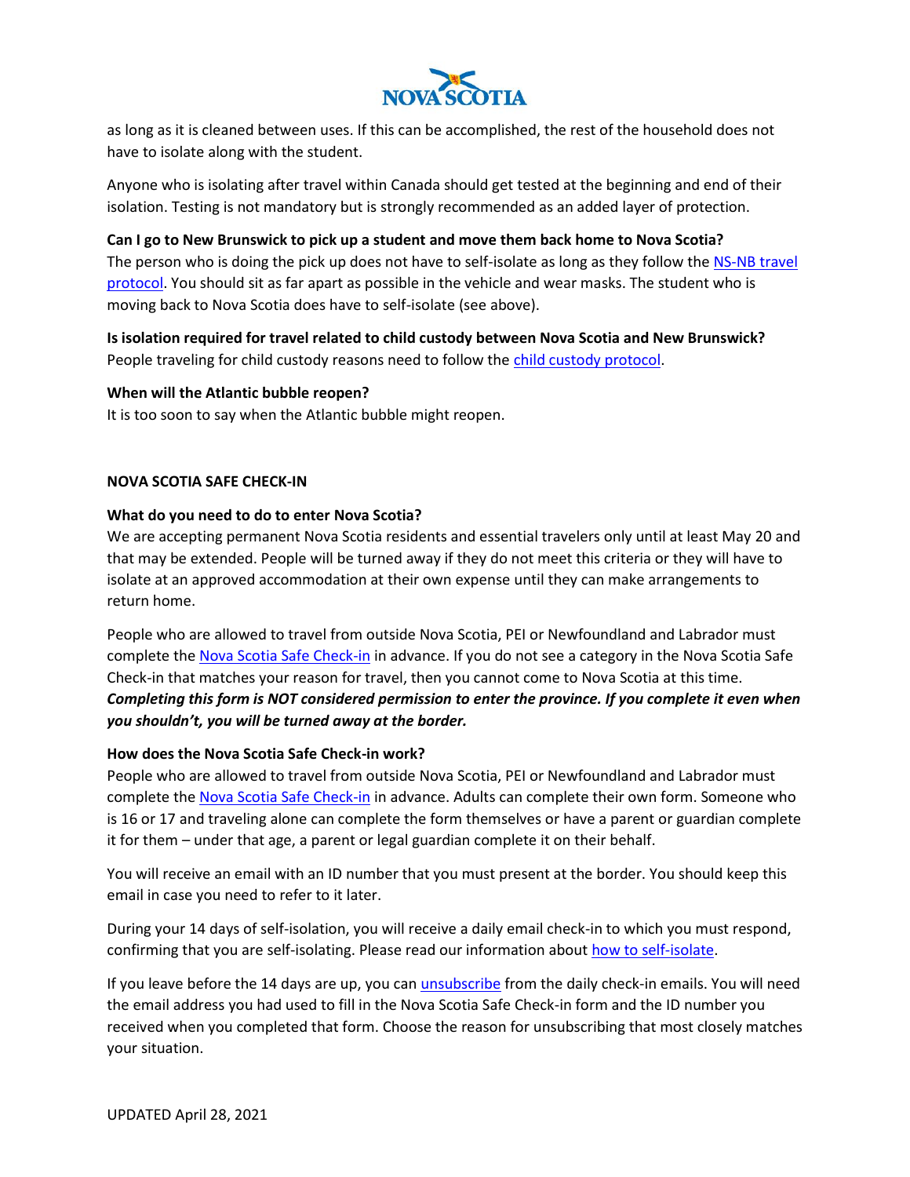as long as it is cleaned between uses. If this can be accomplished, the rest of the household does not have to isolate along with the student.

Anyone who is isolating after travel within Canada should get tested at the beginning and end of their isolation. Testing is not mandatory but is strongly recommended as an added layer of protection.

**Can I go to New Brunswick to pick up a student and move them back home to Nova Scotia?**
The person who is doing the pick up does not have to self-isolate as long as they follow the NS-NB travel protocol. You should sit as far apart as possible in the vehicle and wear masks. The student who is moving back to Nova Scotia does have to self-isolate (see above).

**Is isolation required for travel related to child custody between Nova Scotia and New Brunswick?**
People traveling for child custody reasons need to follow the child custody protocol.

**When will the Atlantic bubble reopen?**
It is too soon to say when the Atlantic bubble might reopen.

## NOVA SCOTIA SAFE CHECK-IN

**What do you need to do to enter Nova Scotia?**
We are accepting permanent Nova Scotia residents and essential travelers only until at least May 20 and that may be extended. People will be turned away if they do not meet this criteria or they will have to isolate at an approved accommodation at their own expense until they can make arrangements to return home.

People who are allowed to travel from outside Nova Scotia, PEI or Newfoundland and Labrador must complete the Nova Scotia Safe Check-in in advance. If you do not see a category in the Nova Scotia Safe Check-in that matches your reason for travel, then you cannot come to Nova Scotia at this time. ***Completing this form is NOT considered permission to enter the province. If you complete it even when you shouldn't, you will be turned away at the border.***

**How does the Nova Scotia Safe Check-in work?**
People who are allowed to travel from outside Nova Scotia, PEI or Newfoundland and Labrador must complete the Nova Scotia Safe Check-in in advance. Adults can complete their own form. Someone who is 16 or 17 and traveling alone can complete the form themselves or have a parent or guardian complete it for them – under that age, a parent or legal guardian complete it on their behalf.

You will receive an email with an ID number that you must present at the border. You should keep this email in case you need to refer to it later.

During your 14 days of self-isolation, you will receive a daily email check-in to which you must respond, confirming that you are self-isolating. Please read our information about how to self-isolate.

If you leave before the 14 days are up, you can unsubscribe from the daily check-in emails. You will need the email address you had used to fill in the Nova Scotia Safe Check-in form and the ID number you received when you completed that form. Choose the reason for unsubscribing that most closely matches your situation.

UPDATED April 28, 2021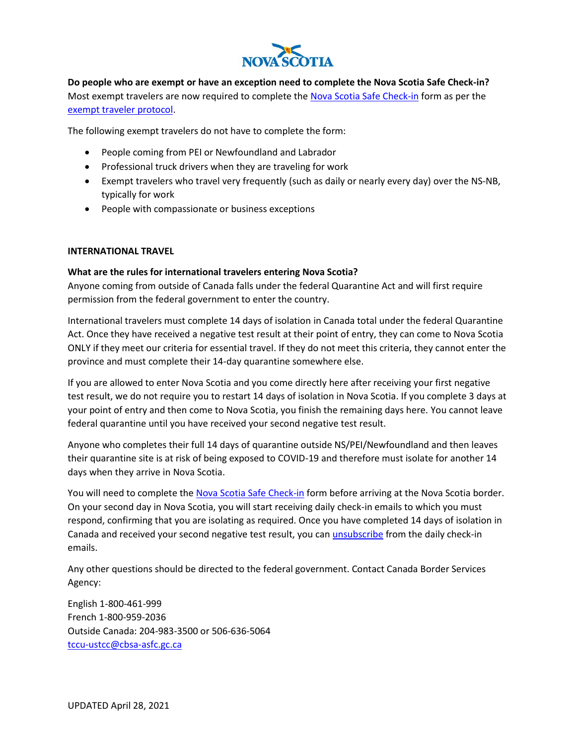**Do people who are exempt or have an exception need to complete the Nova Scotia Safe Check-in?**
Most exempt travelers are now required to complete the Nova Scotia Safe Check-in form as per the exempt traveler protocol.

The following exempt travelers do not have to complete the form:

- People coming from PEI or Newfoundland and Labrador
- Professional truck drivers when they are traveling for work
- Exempt travelers who travel very frequently (such as daily or nearly every day) over the NS-NB, typically for work
- People with compassionate or business exceptions

## INTERNATIONAL TRAVEL

**What are the rules for international travelers entering Nova Scotia?**
Anyone coming from outside of Canada falls under the federal Quarantine Act and will first require permission from the federal government to enter the country.

International travelers must complete 14 days of isolation in Canada total under the federal Quarantine Act. Once they have received a negative test result at their point of entry, they can come to Nova Scotia ONLY if they meet our criteria for essential travel. If they do not meet this criteria, they cannot enter the province and must complete their 14-day quarantine somewhere else.

If you are allowed to enter Nova Scotia and you come directly here after receiving your first negative test result, we do not require you to restart 14 days of isolation in Nova Scotia. If you complete 3 days at your point of entry and then come to Nova Scotia, you finish the remaining days here. You cannot leave federal quarantine until you have received your second negative test result.

Anyone who completes their full 14 days of quarantine outside NS/PEI/Newfoundland and then leaves their quarantine site is at risk of being exposed to COVID-19 and therefore must isolate for another 14 days when they arrive in Nova Scotia.

You will need to complete the Nova Scotia Safe Check-in form before arriving at the Nova Scotia border. On your second day in Nova Scotia, you will start receiving daily check-in emails to which you must respond, confirming that you are isolating as required. Once you have completed 14 days of isolation in Canada and received your second negative test result, you can unsubscribe from the daily check-in emails.

Any other questions should be directed to the federal government. Contact Canada Border Services Agency:

English 1-800-461-999
French 1-800-959-2036
Outside Canada: 204-983-3500 or 506-636-5064
tccu-ustcc@cbsa-asfc.gc.ca

UPDATED April 28, 2021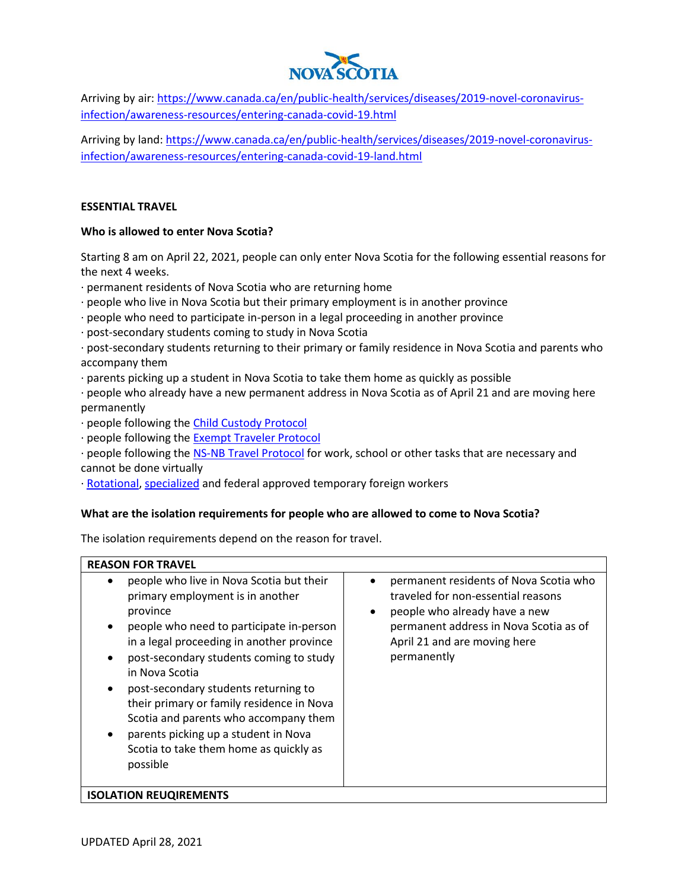Arriving by air: [https://www.canada.ca/en/public-health/services/diseases/2019-novel-coronavirus-infection/awareness-resources/entering-canada-covid-19.html](https://www.canada.ca/en/public-health/services/diseases/2019-novel-coronavirus-infection/awareness-resources/entering-canada-covid-19.html)

Arriving by land: [https://www.canada.ca/en/public-health/services/diseases/2019-novel-coronavirus-infection/awareness-resources/entering-canada-covid-19-land.html](https://www.canada.ca/en/public-health/services/diseases/2019-novel-coronavirus-infection/awareness-resources/entering-canada-covid-19-land.html)

## ESSENTIAL TRAVEL

### Who is allowed to enter Nova Scotia?

Starting 8 am on April 22, 2021, people can only enter Nova Scotia for the following essential reasons for the next 4 weeks.

- permanent residents of Nova Scotia who are returning home
- people who live in Nova Scotia but their primary employment is in another province
- people who need to participate in-person in a legal proceeding in another province
- post-secondary students coming to study in Nova Scotia
- post-secondary students returning to their primary or family residence in Nova Scotia and parents who accompany them
- parents picking up a student in Nova Scotia to take them home as quickly as possible
- people who already have a new permanent address in Nova Scotia as of April 21 and are moving here permanently
- people following the [Child Custody Protocol]
- people following the [Exempt Traveler Protocol]
- people following the [NS-NB Travel Protocol] for work, school or other tasks that are necessary and cannot be done virtually
- [Rotational], [specialized] and federal approved temporary foreign workers

### What are the isolation requirements for people who are allowed to come to Nova Scotia?

The isolation requirements depend on the reason for travel.

| REASON FOR TRAVEL | |
|---|---|
| • people who live in Nova Scotia but their primary employment is in another province<br>• people who need to participate in-person in a legal proceeding in another province<br>• post-secondary students coming to study in Nova Scotia<br>• post-secondary students returning to their primary or family residence in Nova Scotia and parents who accompany them<br>• parents picking up a student in Nova Scotia to take them home as quickly as possible | • permanent residents of Nova Scotia who traveled for non-essential reasons<br>• people who already have a new permanent address in Nova Scotia as of April 21 and are moving here permanently |
| **ISOLATION REUQIREMENTS** | |

UPDATED April 28, 2021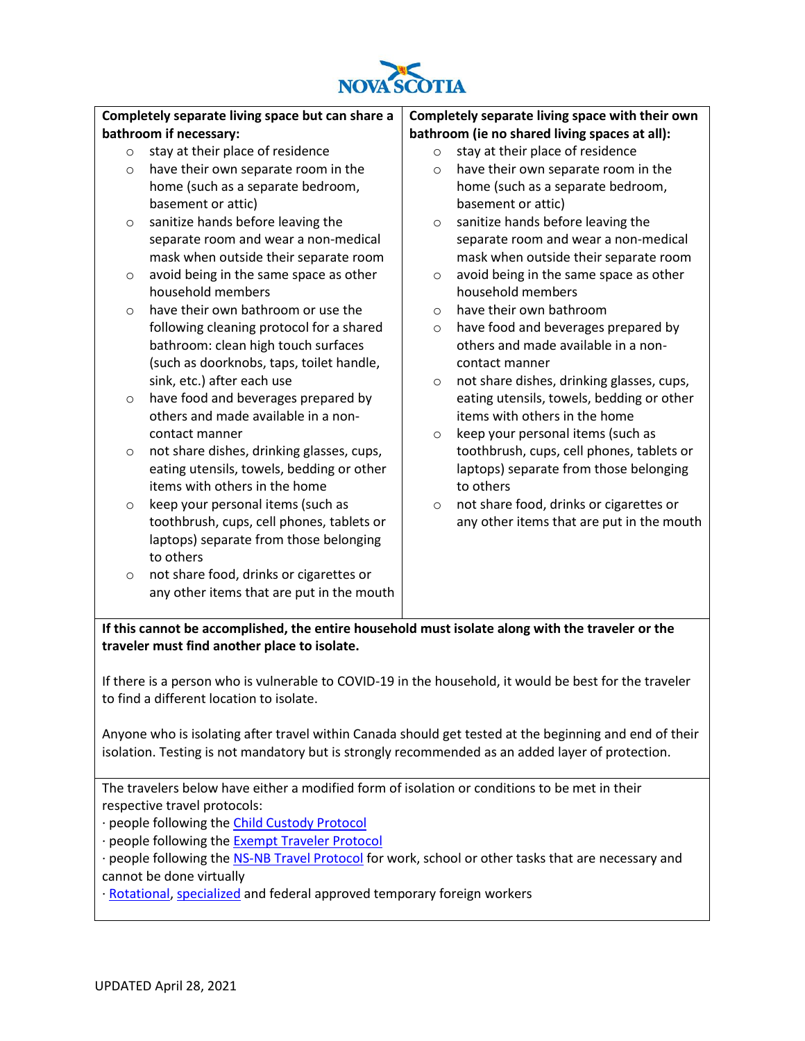| Completely separate living space but can share a bathroom if necessary: | Completely separate living space with their own bathroom (ie no shared living spaces at all): |
|---|---|
| ○ stay at their place of residence<br>○ have their own separate room in the home (such as a separate bedroom, basement or attic)<br>○ sanitize hands before leaving the separate room and wear a non-medical mask when outside their separate room<br>○ avoid being in the same space as other household members<br>○ have their own bathroom or use the following cleaning protocol for a shared bathroom: clean high touch surfaces (such as doorknobs, taps, toilet handle, sink, etc.) after each use<br>○ have food and beverages prepared by others and made available in a non-contact manner<br>○ not share dishes, drinking glasses, cups, eating utensils, towels, bedding or other items with others in the home<br>○ keep your personal items (such as toothbrush, cups, cell phones, tablets or laptops) separate from those belonging to others<br>○ not share food, drinks or cigarettes or any other items that are put in the mouth | ○ stay at their place of residence<br>○ have their own separate room in the home (such as a separate bedroom, basement or attic)<br>○ sanitize hands before leaving the separate room and wear a non-medical mask when outside their separate room<br>○ avoid being in the same space as other household members<br>○ have their own bathroom<br>○ have food and beverages prepared by others and made available in a non-contact manner<br>○ not share dishes, drinking glasses, cups, eating utensils, towels, bedding or other items with others in the home<br>○ keep your personal items (such as toothbrush, cups, cell phones, tablets or laptops) separate from those belonging to others<br>○ not share food, drinks or cigarettes or any other items that are put in the mouth |

**If this cannot be accomplished, the entire household must isolate along with the traveler or the traveler must find another place to isolate.**

If there is a person who is vulnerable to COVID-19 in the household, it would be best for the traveler to find a different location to isolate.

Anyone who is isolating after travel within Canada should get tested at the beginning and end of their isolation. Testing is not mandatory but is strongly recommended as an added layer of protection.

The travelers below have either a modified form of isolation or conditions to be met in their respective travel protocols:

· people following the Child Custody Protocol
· people following the Exempt Traveler Protocol
· people following the NS-NB Travel Protocol for work, school or other tasks that are necessary and cannot be done virtually
· Rotational, specialized and federal approved temporary foreign workers

UPDATED April 28, 2021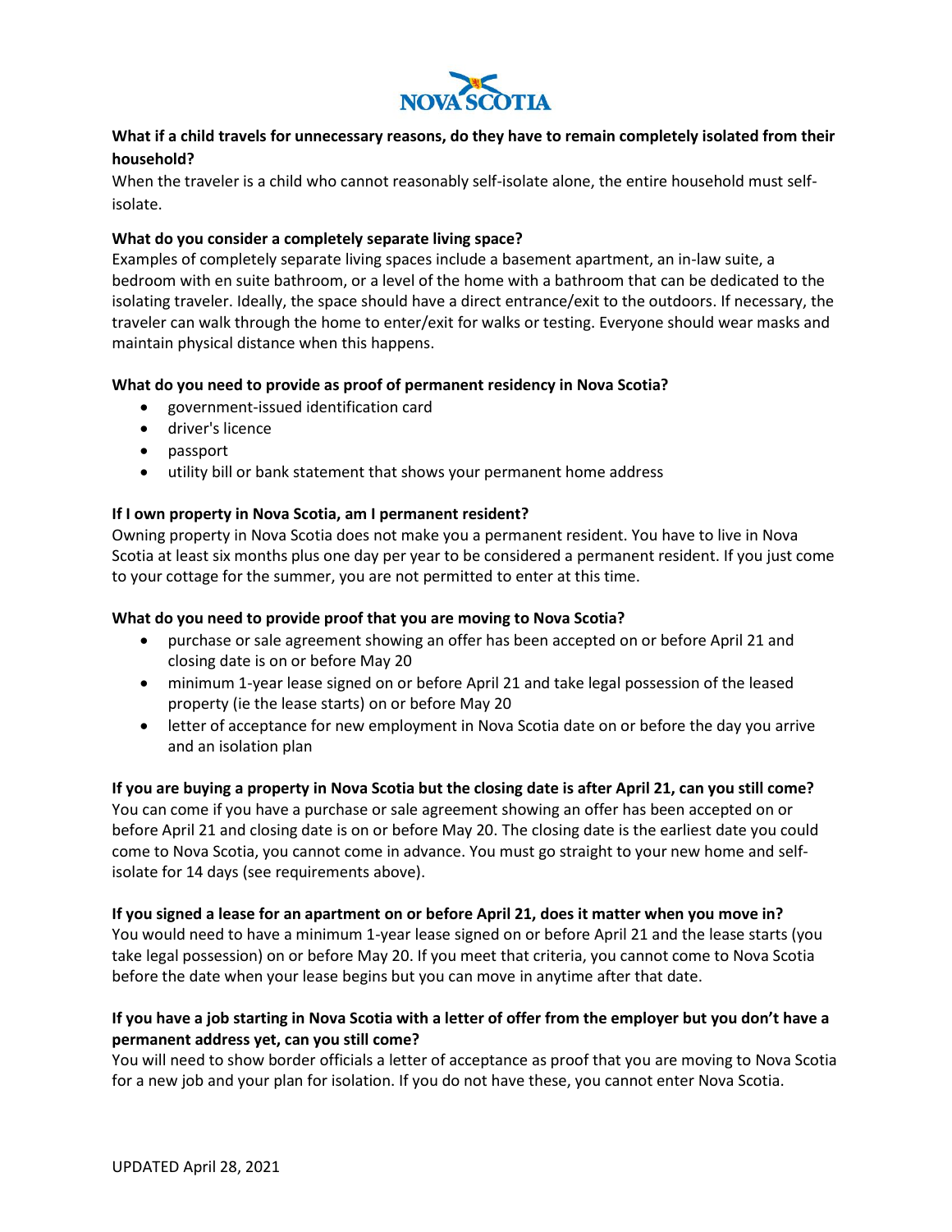**What if a child travels for unnecessary reasons, do they have to remain completely isolated from their household?**

When the traveler is a child who cannot reasonably self-isolate alone, the entire household must self-isolate.

**What do you consider a completely separate living space?**

Examples of completely separate living spaces include a basement apartment, an in-law suite, a bedroom with en suite bathroom, or a level of the home with a bathroom that can be dedicated to the isolating traveler. Ideally, the space should have a direct entrance/exit to the outdoors. If necessary, the traveler can walk through the home to enter/exit for walks or testing. Everyone should wear masks and maintain physical distance when this happens.

**What do you need to provide as proof of permanent residency in Nova Scotia?**

- government-issued identification card
- driver's licence
- passport
- utility bill or bank statement that shows your permanent home address

**If I own property in Nova Scotia, am I permanent resident?**

Owning property in Nova Scotia does not make you a permanent resident. You have to live in Nova Scotia at least six months plus one day per year to be considered a permanent resident. If you just come to your cottage for the summer, you are not permitted to enter at this time.

**What do you need to provide proof that you are moving to Nova Scotia?**

- purchase or sale agreement showing an offer has been accepted on or before April 21 and closing date is on or before May 20
- minimum 1-year lease signed on or before April 21 and take legal possession of the leased property (ie the lease starts) on or before May 20
- letter of acceptance for new employment in Nova Scotia date on or before the day you arrive and an isolation plan

**If you are buying a property in Nova Scotia but the closing date is after April 21, can you still come?**

You can come if you have a purchase or sale agreement showing an offer has been accepted on or before April 21 and closing date is on or before May 20. The closing date is the earliest date you could come to Nova Scotia, you cannot come in advance. You must go straight to your new home and self-isolate for 14 days (see requirements above).

**If you signed a lease for an apartment on or before April 21, does it matter when you move in?**

You would need to have a minimum 1-year lease signed on or before April 21 and the lease starts (you take legal possession) on or before May 20. If you meet that criteria, you cannot come to Nova Scotia before the date when your lease begins but you can move in anytime after that date.

**If you have a job starting in Nova Scotia with a letter of offer from the employer but you don't have a permanent address yet, can you still come?**

You will need to show border officials a letter of acceptance as proof that you are moving to Nova Scotia for a new job and your plan for isolation. If you do not have these, you cannot enter Nova Scotia.

UPDATED April 28, 2021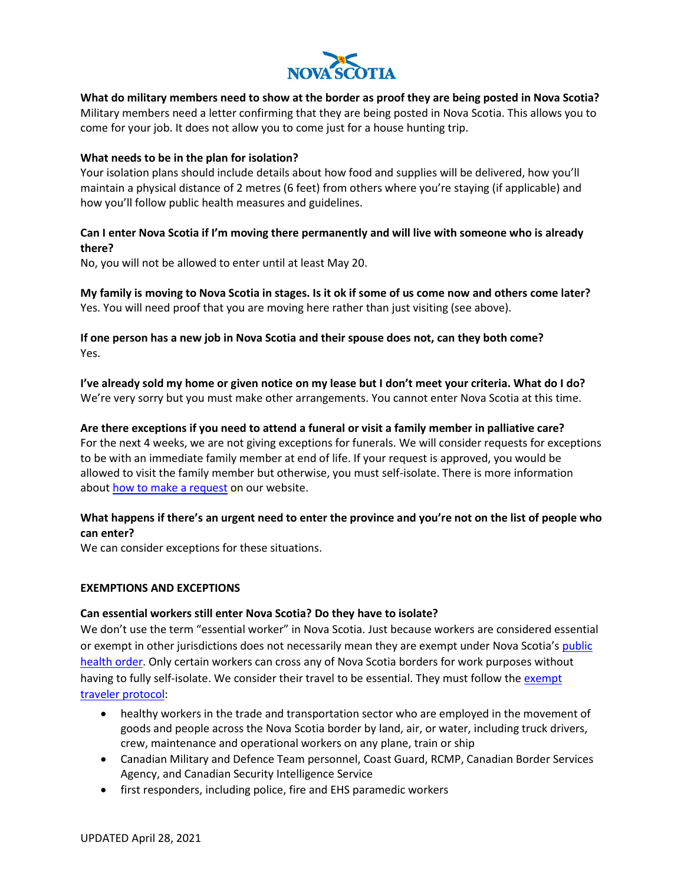**What do military members need to show at the border as proof they are being posted in Nova Scotia?**
Military members need a letter confirming that they are being posted in Nova Scotia. This allows you to come for your job. It does not allow you to come just for a house hunting trip.

**What needs to be in the plan for isolation?**
Your isolation plans should include details about how food and supplies will be delivered, how you'll maintain a physical distance of 2 metres (6 feet) from others where you're staying (if applicable) and how you'll follow public health measures and guidelines.

**Can I enter Nova Scotia if I'm moving there permanently and will live with someone who is already there?**
No, you will not be allowed to enter until at least May 20.

**My family is moving to Nova Scotia in stages. Is it ok if some of us come now and others come later?**
Yes. You will need proof that you are moving here rather than just visiting (see above).

**If one person has a new job in Nova Scotia and their spouse does not, can they both come?**
Yes.

**I've already sold my home or given notice on my lease but I don't meet your criteria. What do I do?**
We're very sorry but you must make other arrangements. You cannot enter Nova Scotia at this time.

**Are there exceptions if you need to attend a funeral or visit a family member in palliative care?**
For the next 4 weeks, we are not giving exceptions for funerals. We will consider requests for exceptions to be with an immediate family member at end of life. If your request is approved, you would be allowed to visit the family member but otherwise, you must self-isolate. There is more information about how to make a request on our website.

**What happens if there's an urgent need to enter the province and you're not on the list of people who can enter?**
We can consider exceptions for these situations.

**EXEMPTIONS AND EXCEPTIONS**

**Can essential workers still enter Nova Scotia? Do they have to isolate?**
We don't use the term "essential worker" in Nova Scotia. Just because workers are considered essential or exempt in other jurisdictions does not necessarily mean they are exempt under Nova Scotia's public health order. Only certain workers can cross any of Nova Scotia borders for work purposes without having to fully self-isolate. We consider their travel to be essential. They must follow the exempt traveler protocol:

- healthy workers in the trade and transportation sector who are employed in the movement of goods and people across the Nova Scotia border by land, air, or water, including truck drivers, crew, maintenance and operational workers on any plane, train or ship
- Canadian Military and Defence Team personnel, Coast Guard, RCMP, Canadian Border Services Agency, and Canadian Security Intelligence Service
- first responders, including police, fire and EHS paramedic workers

UPDATED April 28, 2021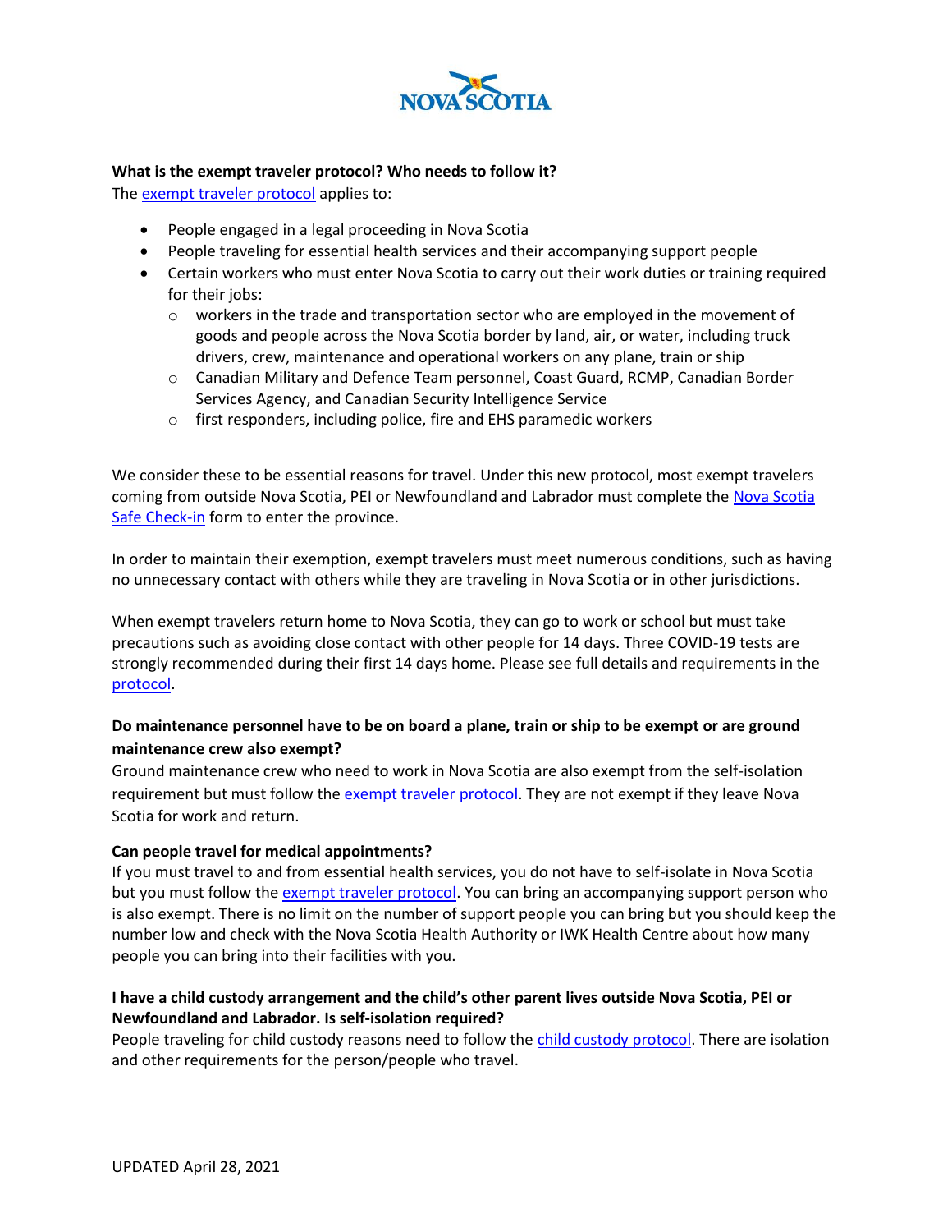**What is the exempt traveler protocol? Who needs to follow it?**

The exempt traveler protocol applies to:

- People engaged in a legal proceeding in Nova Scotia
- People traveling for essential health services and their accompanying support people
- Certain workers who must enter Nova Scotia to carry out their work duties or training required for their jobs:
  - workers in the trade and transportation sector who are employed in the movement of goods and people across the Nova Scotia border by land, air, or water, including truck drivers, crew, maintenance and operational workers on any plane, train or ship
  - Canadian Military and Defence Team personnel, Coast Guard, RCMP, Canadian Border Services Agency, and Canadian Security Intelligence Service
  - first responders, including police, fire and EHS paramedic workers

We consider these to be essential reasons for travel. Under this new protocol, most exempt travelers coming from outside Nova Scotia, PEI or Newfoundland and Labrador must complete the Nova Scotia Safe Check-in form to enter the province.

In order to maintain their exemption, exempt travelers must meet numerous conditions, such as having no unnecessary contact with others while they are traveling in Nova Scotia or in other jurisdictions.

When exempt travelers return home to Nova Scotia, they can go to work or school but must take precautions such as avoiding close contact with other people for 14 days. Three COVID-19 tests are strongly recommended during their first 14 days home. Please see full details and requirements in the protocol.

**Do maintenance personnel have to be on board a plane, train or ship to be exempt or are ground maintenance crew also exempt?**

Ground maintenance crew who need to work in Nova Scotia are also exempt from the self-isolation requirement but must follow the exempt traveler protocol. They are not exempt if they leave Nova Scotia for work and return.

**Can people travel for medical appointments?**

If you must travel to and from essential health services, you do not have to self-isolate in Nova Scotia but you must follow the exempt traveler protocol. You can bring an accompanying support person who is also exempt. There is no limit on the number of support people you can bring but you should keep the number low and check with the Nova Scotia Health Authority or IWK Health Centre about how many people you can bring into their facilities with you.

**I have a child custody arrangement and the child's other parent lives outside Nova Scotia, PEI or Newfoundland and Labrador. Is self-isolation required?**

People traveling for child custody reasons need to follow the child custody protocol. There are isolation and other requirements for the person/people who travel.

UPDATED April 28, 2021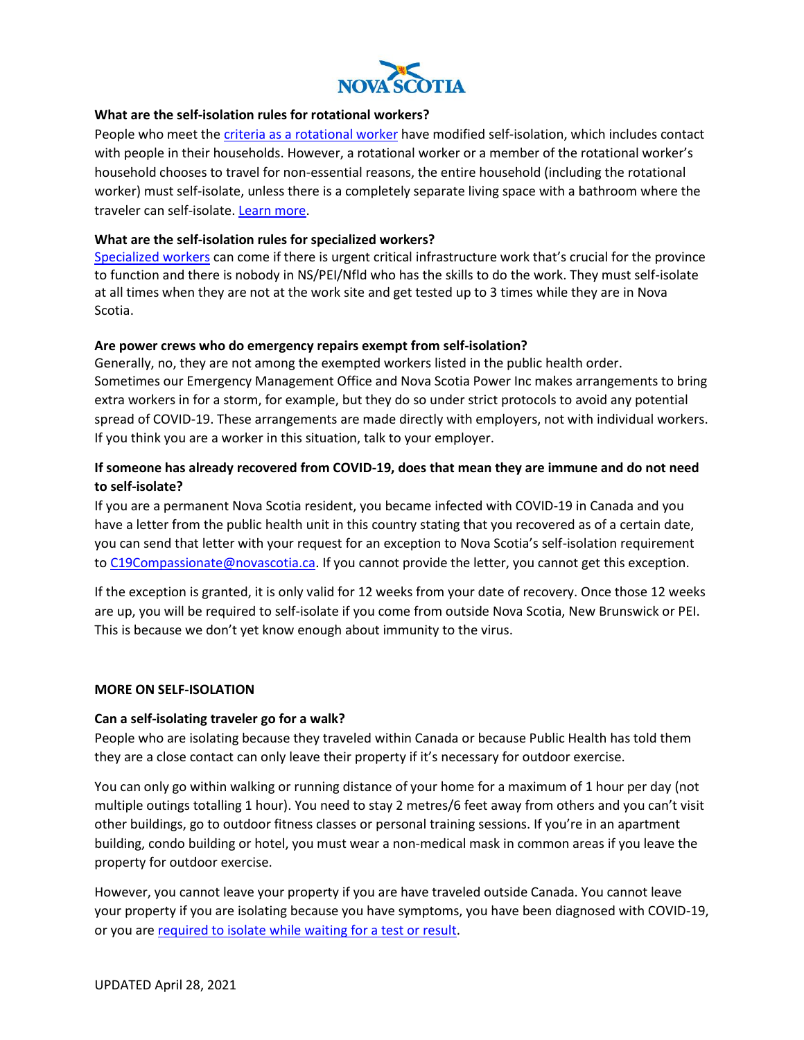**What are the self-isolation rules for rotational workers?**

People who meet the criteria as a rotational worker have modified self-isolation, which includes contact with people in their households. However, a rotational worker or a member of the rotational worker's household chooses to travel for non-essential reasons, the entire household (including the rotational worker) must self-isolate, unless there is a completely separate living space with a bathroom where the traveler can self-isolate. Learn more.

**What are the self-isolation rules for specialized workers?**

Specialized workers can come if there is urgent critical infrastructure work that's crucial for the province to function and there is nobody in NS/PEI/Nfld who has the skills to do the work. They must self-isolate at all times when they are not at the work site and get tested up to 3 times while they are in Nova Scotia.

**Are power crews who do emergency repairs exempt from self-isolation?**

Generally, no, they are not among the exempted workers listed in the public health order. Sometimes our Emergency Management Office and Nova Scotia Power Inc makes arrangements to bring extra workers in for a storm, for example, but they do so under strict protocols to avoid any potential spread of COVID-19. These arrangements are made directly with employers, not with individual workers. If you think you are a worker in this situation, talk to your employer.

**If someone has already recovered from COVID-19, does that mean they are immune and do not need to self-isolate?**

If you are a permanent Nova Scotia resident, you became infected with COVID-19 in Canada and you have a letter from the public health unit in this country stating that you recovered as of a certain date, you can send that letter with your request for an exception to Nova Scotia's self-isolation requirement to C19Compassionate@novascotia.ca. If you cannot provide the letter, you cannot get this exception.

If the exception is granted, it is only valid for 12 weeks from your date of recovery. Once those 12 weeks are up, you will be required to self-isolate if you come from outside Nova Scotia, New Brunswick or PEI. This is because we don't yet know enough about immunity to the virus.

## MORE ON SELF-ISOLATION

**Can a self-isolating traveler go for a walk?**

People who are isolating because they traveled within Canada or because Public Health has told them they are a close contact can only leave their property if it's necessary for outdoor exercise.

You can only go within walking or running distance of your home for a maximum of 1 hour per day (not multiple outings totalling 1 hour). You need to stay 2 metres/6 feet away from others and you can't visit other buildings, go to outdoor fitness classes or personal training sessions. If you're in an apartment building, condo building or hotel, you must wear a non-medical mask in common areas if you leave the property for outdoor exercise.

However, you cannot leave your property if you are have traveled outside Canada. You cannot leave your property if you are isolating because you have symptoms, you have been diagnosed with COVID-19, or you are required to isolate while waiting for a test or result.

UPDATED April 28, 2021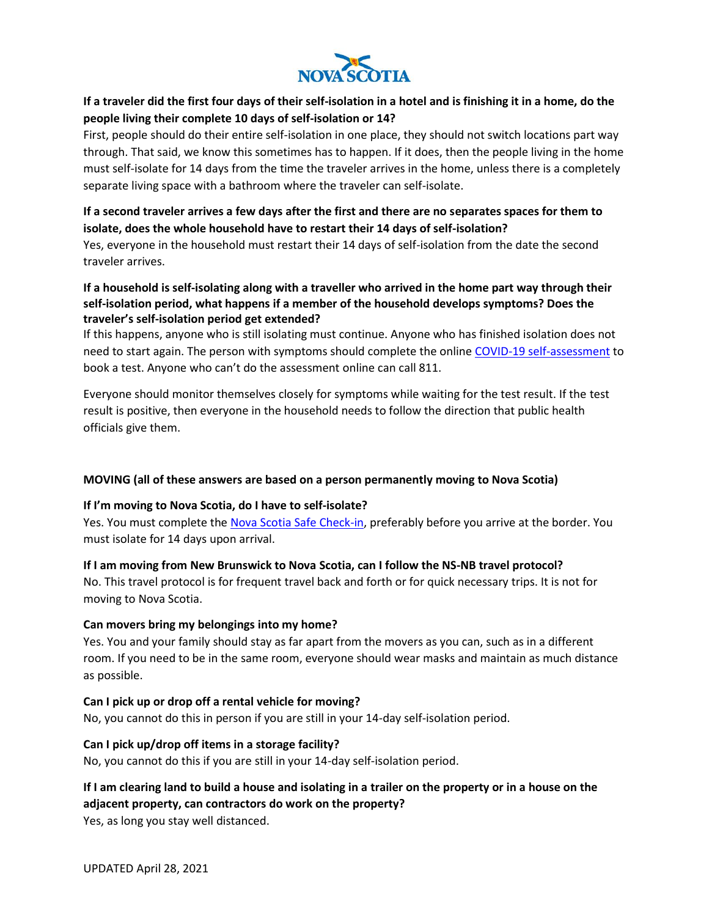**If a traveler did the first four days of their self-isolation in a hotel and is finishing it in a home, do the people living their complete 10 days of self-isolation or 14?**

First, people should do their entire self-isolation in one place, they should not switch locations part way through. That said, we know this sometimes has to happen. If it does, then the people living in the home must self-isolate for 14 days from the time the traveler arrives in the home, unless there is a completely separate living space with a bathroom where the traveler can self-isolate.

**If a second traveler arrives a few days after the first and there are no separates spaces for them to isolate, does the whole household have to restart their 14 days of self-isolation?**

Yes, everyone in the household must restart their 14 days of self-isolation from the date the second traveler arrives.

**If a household is self-isolating along with a traveller who arrived in the home part way through their self-isolation period, what happens if a member of the household develops symptoms? Does the traveler's self-isolation period get extended?**

If this happens, anyone who is still isolating must continue. Anyone who has finished isolation does not need to start again. The person with symptoms should complete the online COVID-19 self-assessment to book a test. Anyone who can't do the assessment online can call 811.

Everyone should monitor themselves closely for symptoms while waiting for the test result. If the test result is positive, then everyone in the household needs to follow the direction that public health officials give them.

**MOVING (all of these answers are based on a person permanently moving to Nova Scotia)**

**If I'm moving to Nova Scotia, do I have to self-isolate?**

Yes. You must complete the Nova Scotia Safe Check-in, preferably before you arrive at the border. You must isolate for 14 days upon arrival.

**If I am moving from New Brunswick to Nova Scotia, can I follow the NS-NB travel protocol?**

No. This travel protocol is for frequent travel back and forth or for quick necessary trips. It is not for moving to Nova Scotia.

**Can movers bring my belongings into my home?**

Yes. You and your family should stay as far apart from the movers as you can, such as in a different room. If you need to be in the same room, everyone should wear masks and maintain as much distance as possible.

**Can I pick up or drop off a rental vehicle for moving?**

No, you cannot do this in person if you are still in your 14-day self-isolation period.

**Can I pick up/drop off items in a storage facility?**

No, you cannot do this if you are still in your 14-day self-isolation period.

**If I am clearing land to build a house and isolating in a trailer on the property or in a house on the adjacent property, can contractors do work on the property?**

Yes, as long you stay well distanced.

UPDATED April 28, 2021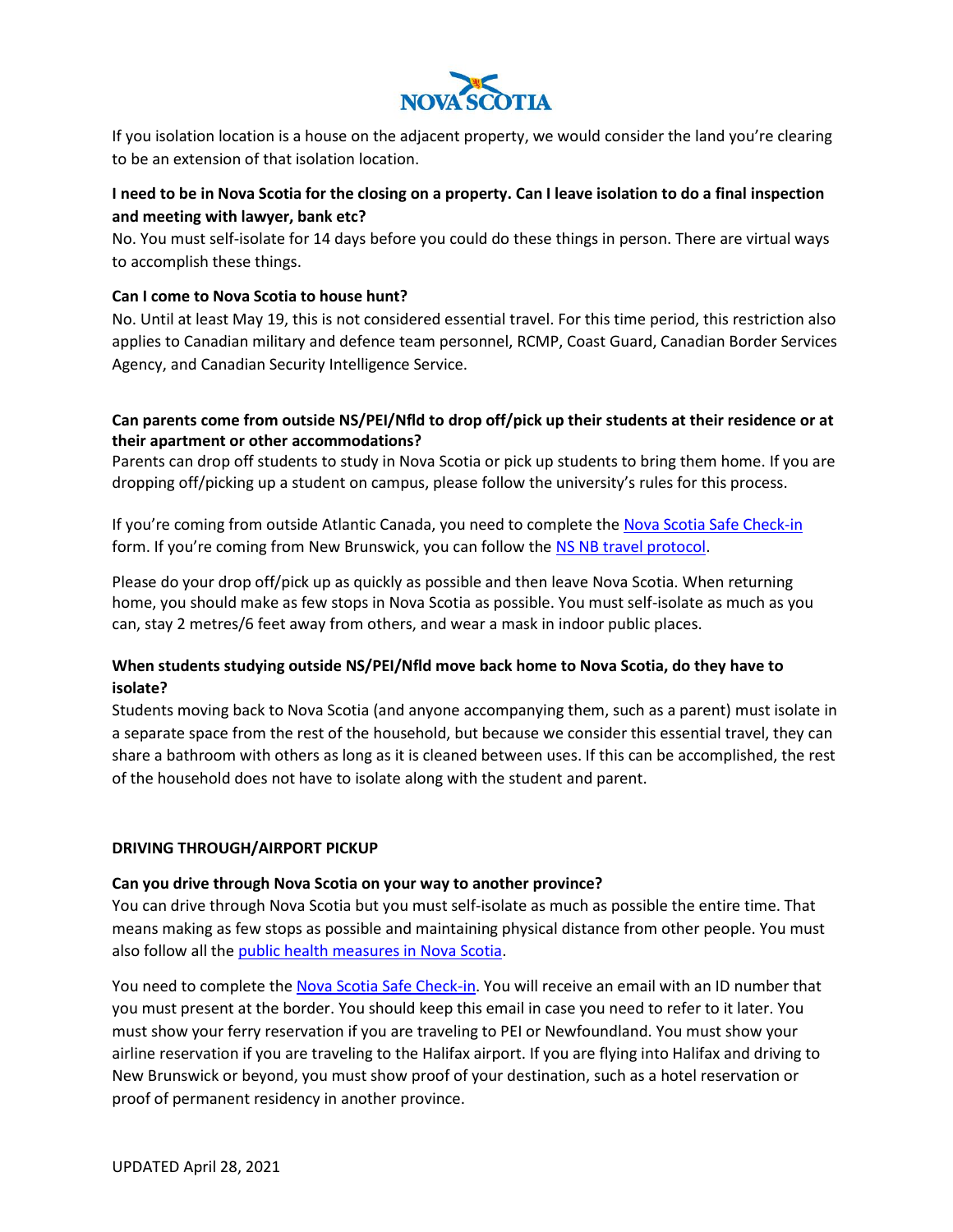If you isolation location is a house on the adjacent property, we would consider the land you're clearing to be an extension of that isolation location.

**I need to be in Nova Scotia for the closing on a property. Can I leave isolation to do a final inspection and meeting with lawyer, bank etc?**

No. You must self-isolate for 14 days before you could do these things in person. There are virtual ways to accomplish these things.

**Can I come to Nova Scotia to house hunt?**

No. Until at least May 19, this is not considered essential travel. For this time period, this restriction also applies to Canadian military and defence team personnel, RCMP, Coast Guard, Canadian Border Services Agency, and Canadian Security Intelligence Service.

**Can parents come from outside NS/PEI/Nfld to drop off/pick up their students at their residence or at their apartment or other accommodations?**

Parents can drop off students to study in Nova Scotia or pick up students to bring them home. If you are dropping off/picking up a student on campus, please follow the university's rules for this process.

If you're coming from outside Atlantic Canada, you need to complete the Nova Scotia Safe Check-in form. If you're coming from New Brunswick, you can follow the NS NB travel protocol.

Please do your drop off/pick up as quickly as possible and then leave Nova Scotia. When returning home, you should make as few stops in Nova Scotia as possible. You must self-isolate as much as you can, stay 2 metres/6 feet away from others, and wear a mask in indoor public places.

**When students studying outside NS/PEI/Nfld move back home to Nova Scotia, do they have to isolate?**

Students moving back to Nova Scotia (and anyone accompanying them, such as a parent) must isolate in a separate space from the rest of the household, but because we consider this essential travel, they can share a bathroom with others as long as it is cleaned between uses. If this can be accomplished, the rest of the household does not have to isolate along with the student and parent.

**DRIVING THROUGH/AIRPORT PICKUP**

**Can you drive through Nova Scotia on your way to another province?**

You can drive through Nova Scotia but you must self-isolate as much as possible the entire time. That means making as few stops as possible and maintaining physical distance from other people. You must also follow all the public health measures in Nova Scotia.

You need to complete the Nova Scotia Safe Check-in. You will receive an email with an ID number that you must present at the border. You should keep this email in case you need to refer to it later. You must show your ferry reservation if you are traveling to PEI or Newfoundland. You must show your airline reservation if you are traveling to the Halifax airport. If you are flying into Halifax and driving to New Brunswick or beyond, you must show proof of your destination, such as a hotel reservation or proof of permanent residency in another province.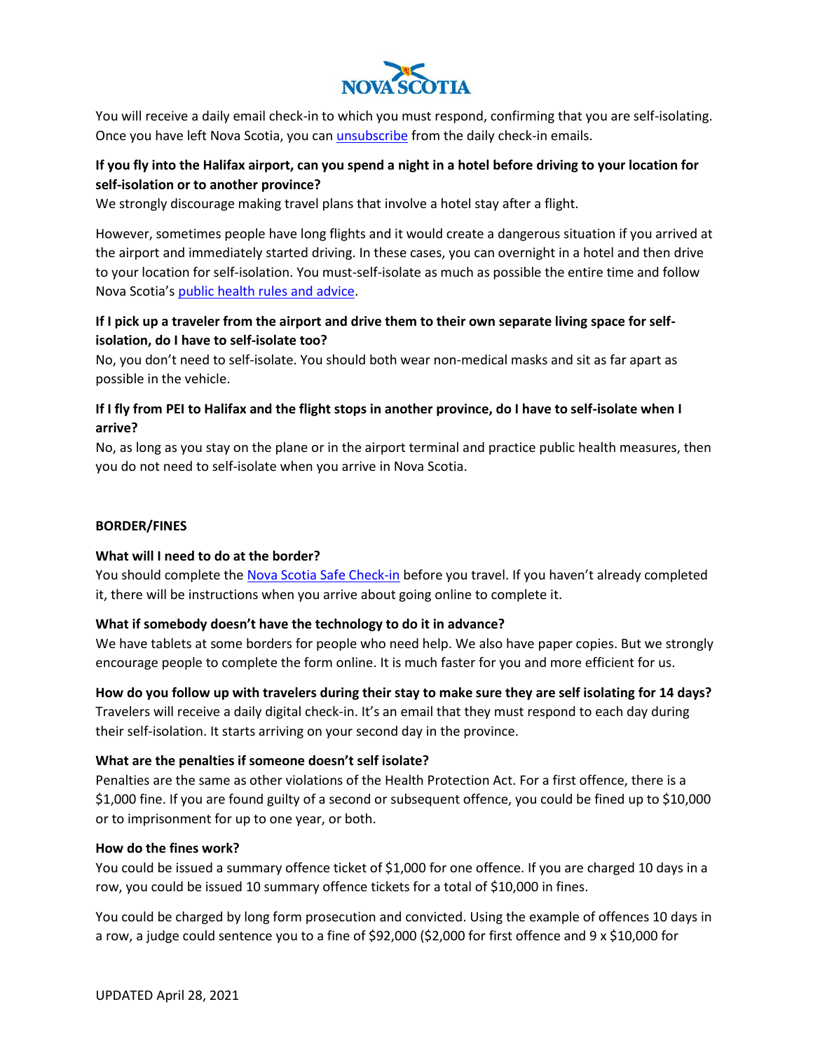You will receive a daily email check-in to which you must respond, confirming that you are self-isolating. Once you have left Nova Scotia, you can unsubscribe from the daily check-in emails.

**If you fly into the Halifax airport, can you spend a night in a hotel before driving to your location for self-isolation or to another province?**

We strongly discourage making travel plans that involve a hotel stay after a flight.

However, sometimes people have long flights and it would create a dangerous situation if you arrived at the airport and immediately started driving. In these cases, you can overnight in a hotel and then drive to your location for self-isolation. You must-self-isolate as much as possible the entire time and follow Nova Scotia's public health rules and advice.

**If I pick up a traveler from the airport and drive them to their own separate living space for self-isolation, do I have to self-isolate too?**

No, you don't need to self-isolate. You should both wear non-medical masks and sit as far apart as possible in the vehicle.

**If I fly from PEI to Halifax and the flight stops in another province, do I have to self-isolate when I arrive?**

No, as long as you stay on the plane or in the airport terminal and practice public health measures, then you do not need to self-isolate when you arrive in Nova Scotia.

## BORDER/FINES

**What will I need to do at the border?**

You should complete the Nova Scotia Safe Check-in before you travel. If you haven't already completed it, there will be instructions when you arrive about going online to complete it.

**What if somebody doesn't have the technology to do it in advance?**

We have tablets at some borders for people who need help. We also have paper copies. But we strongly encourage people to complete the form online. It is much faster for you and more efficient for us.

**How do you follow up with travelers during their stay to make sure they are self isolating for 14 days?**

Travelers will receive a daily digital check-in. It's an email that they must respond to each day during their self-isolation. It starts arriving on your second day in the province.

**What are the penalties if someone doesn't self isolate?**

Penalties are the same as other violations of the Health Protection Act. For a first offence, there is a $1,000 fine. If you are found guilty of a second or subsequent offence, you could be fined up to $10,000 or to imprisonment for up to one year, or both.

**How do the fines work?**

You could be issued a summary offence ticket of $1,000 for one offence. If you are charged 10 days in a row, you could be issued 10 summary offence tickets for a total of $10,000 in fines.

You could be charged by long form prosecution and convicted. Using the example of offences 10 days in a row, a judge could sentence you to a fine of $92,000 ($2,000 for first offence and 9 x $10,000 for

UPDATED April 28, 2021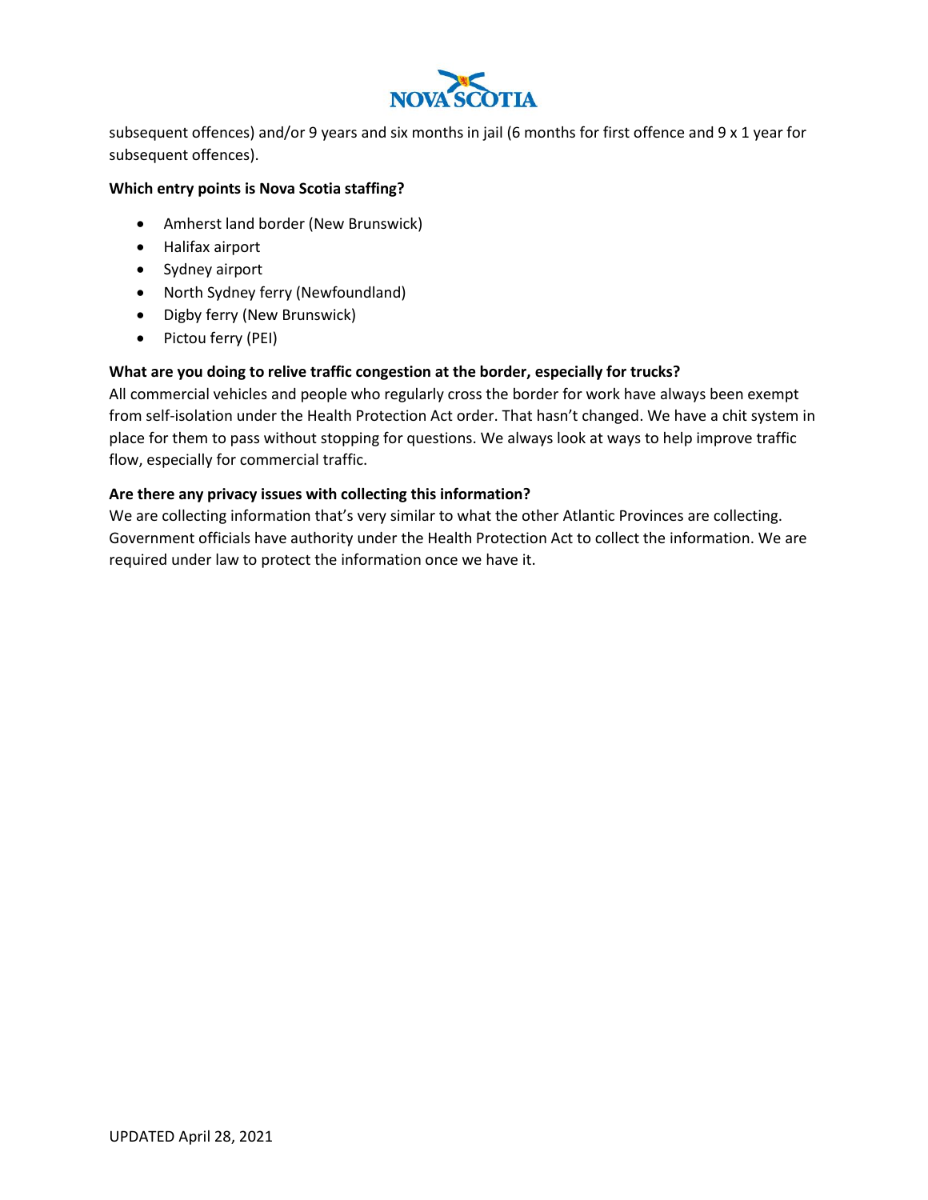subsequent offences) and/or 9 years and six months in jail (6 months for first offence and 9 x 1 year for subsequent offences).

**Which entry points is Nova Scotia staffing?**

- Amherst land border (New Brunswick)
- Halifax airport
- Sydney airport
- North Sydney ferry (Newfoundland)
- Digby ferry (New Brunswick)
- Pictou ferry (PEI)

**What are you doing to relive traffic congestion at the border, especially for trucks?**

All commercial vehicles and people who regularly cross the border for work have always been exempt from self-isolation under the Health Protection Act order. That hasn't changed. We have a chit system in place for them to pass without stopping for questions. We always look at ways to help improve traffic flow, especially for commercial traffic.

**Are there any privacy issues with collecting this information?**

We are collecting information that's very similar to what the other Atlantic Provinces are collecting. Government officials have authority under the Health Protection Act to collect the information. We are required under law to protect the information once we have it.

UPDATED April 28, 2021